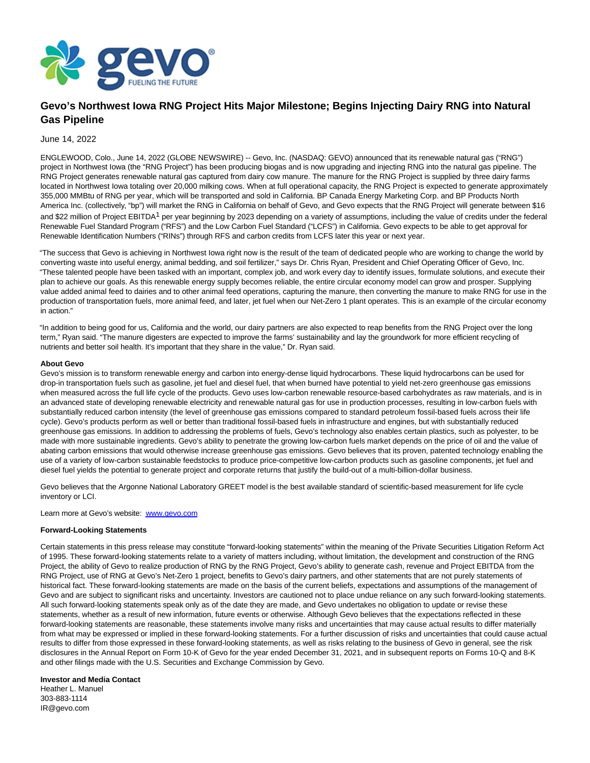# Gevo's Northwest Iowa RNG Project Hits Major Milestone; Begins Injecting Dairy RNG into Natural Gas Pipeline

June 14, 2022

ENGLEWOOD, Colo., June 14, 2022 (GLOBE NEWSWIRE) -- Gevo, Inc. (NASDAQ: GEVO) announced that its renewable natural gas ("RNG") project in Northwest Iowa (the "RNG Project") has been producing biogas and is now upgrading and injecting RNG into the natural gas pipeline. The RNG Project generates renewable natural gas captured from dairy cow manure. The manure for the RNG Project is supplied by three dairy farms located in Northwest Iowa totaling over 20,000 milking cows. When at full operational capacity, the RNG Project is expected to generate approximately 355,000 MMBtu of RNG per year, which will be transported and sold in California. BP Canada Energy Marketing Corp. and BP Products North America Inc. (collectively, "bp") will market the RNG in California on behalf of Gevo, and Gevo expects that the RNG Project will generate between $16 and $22 million of Project EBITDA[1] per year beginning by 2023 depending on a variety of assumptions, including the value of credits under the federal Renewable Fuel Standard Program ("RFS") and the Low Carbon Fuel Standard ("LCFS") in California. Gevo expects to be able to get approval for Renewable Identification Numbers ("RINs") through RFS and carbon credits from LCFS later this year or next year.

"The success that Gevo is achieving in Northwest Iowa right now is the result of the team of dedicated people who are working to change the world by converting waste into useful energy, animal bedding, and soil fertilizer," says Dr. Chris Ryan, President and Chief Operating Officer of Gevo, Inc. "These talented people have been tasked with an important, complex job, and work every day to identify issues, formulate solutions, and execute their plan to achieve our goals. As this renewable energy supply becomes reliable, the entire circular economy model can grow and prosper. Supplying value added animal feed to dairies and to other animal feed operations, capturing the manure, then converting the manure to make RNG for use in the production of transportation fuels, more animal feed, and later, jet fuel when our Net-Zero 1 plant operates. This is an example of the circular economy in action."

"In addition to being good for us, California and the world, our dairy partners are also expected to reap benefits from the RNG Project over the long term," Ryan said. "The manure digesters are expected to improve the farms' sustainability and lay the groundwork for more efficient recycling of nutrients and better soil health. It's important that they share in the value," Dr. Ryan said.

**About Gevo**

Gevo's mission is to transform renewable energy and carbon into energy-dense liquid hydrocarbons. These liquid hydrocarbons can be used for drop-in transportation fuels such as gasoline, jet fuel and diesel fuel, that when burned have potential to yield net-zero greenhouse gas emissions when measured across the full life cycle of the products. Gevo uses low-carbon renewable resource-based carbohydrates as raw materials, and is in an advanced state of developing renewable electricity and renewable natural gas for use in production processes, resulting in low-carbon fuels with substantially reduced carbon intensity (the level of greenhouse gas emissions compared to standard petroleum fossil-based fuels across their life cycle). Gevo's products perform as well or better than traditional fossil-based fuels in infrastructure and engines, but with substantially reduced greenhouse gas emissions. In addition to addressing the problems of fuels, Gevo's technology also enables certain plastics, such as polyester, to be made with more sustainable ingredients. Gevo's ability to penetrate the growing low-carbon fuels market depends on the price of oil and the value of abating carbon emissions that would otherwise increase greenhouse gas emissions. Gevo believes that its proven, patented technology enabling the use of a variety of low-carbon sustainable feedstocks to produce price-competitive low-carbon products such as gasoline components, jet fuel and diesel fuel yields the potential to generate project and corporate returns that justify the build-out of a multi-billion-dollar business.

Gevo believes that the Argonne National Laboratory GREET model is the best available standard of scientific-based measurement for life cycle inventory or LCI.

Learn more at Gevo's website: [www.gevo.com](http://www.gevo.com)

**Forward-Looking Statements**

Certain statements in this press release may constitute "forward-looking statements" within the meaning of the Private Securities Litigation Reform Act of 1995. These forward-looking statements relate to a variety of matters including, without limitation, the development and construction of the RNG Project, the ability of Gevo to realize production of RNG by the RNG Project, Gevo's ability to generate cash, revenue and Project EBITDA from the RNG Project, use of RNG at Gevo's Net-Zero 1 project, benefits to Gevo's dairy partners, and other statements that are not purely statements of historical fact. These forward-looking statements are made on the basis of the current beliefs, expectations and assumptions of the management of Gevo and are subject to significant risks and uncertainty. Investors are cautioned not to place undue reliance on any such forward-looking statements. All such forward-looking statements speak only as of the date they are made, and Gevo undertakes no obligation to update or revise these statements, whether as a result of new information, future events or otherwise. Although Gevo believes that the expectations reflected in these forward-looking statements are reasonable, these statements involve many risks and uncertainties that may cause actual results to differ materially from what may be expressed or implied in these forward-looking statements. For a further discussion of risks and uncertainties that could cause actual results to differ from those expressed in these forward-looking statements, as well as risks relating to the business of Gevo in general, see the risk disclosures in the Annual Report on Form 10-K of Gevo for the year ended December 31, 2021, and in subsequent reports on Forms 10-Q and 8-K and other filings made with the U.S. Securities and Exchange Commission by Gevo.

**Investor and Media Contact**
Heather L. Manuel
303-883-1114
IR@gevo.com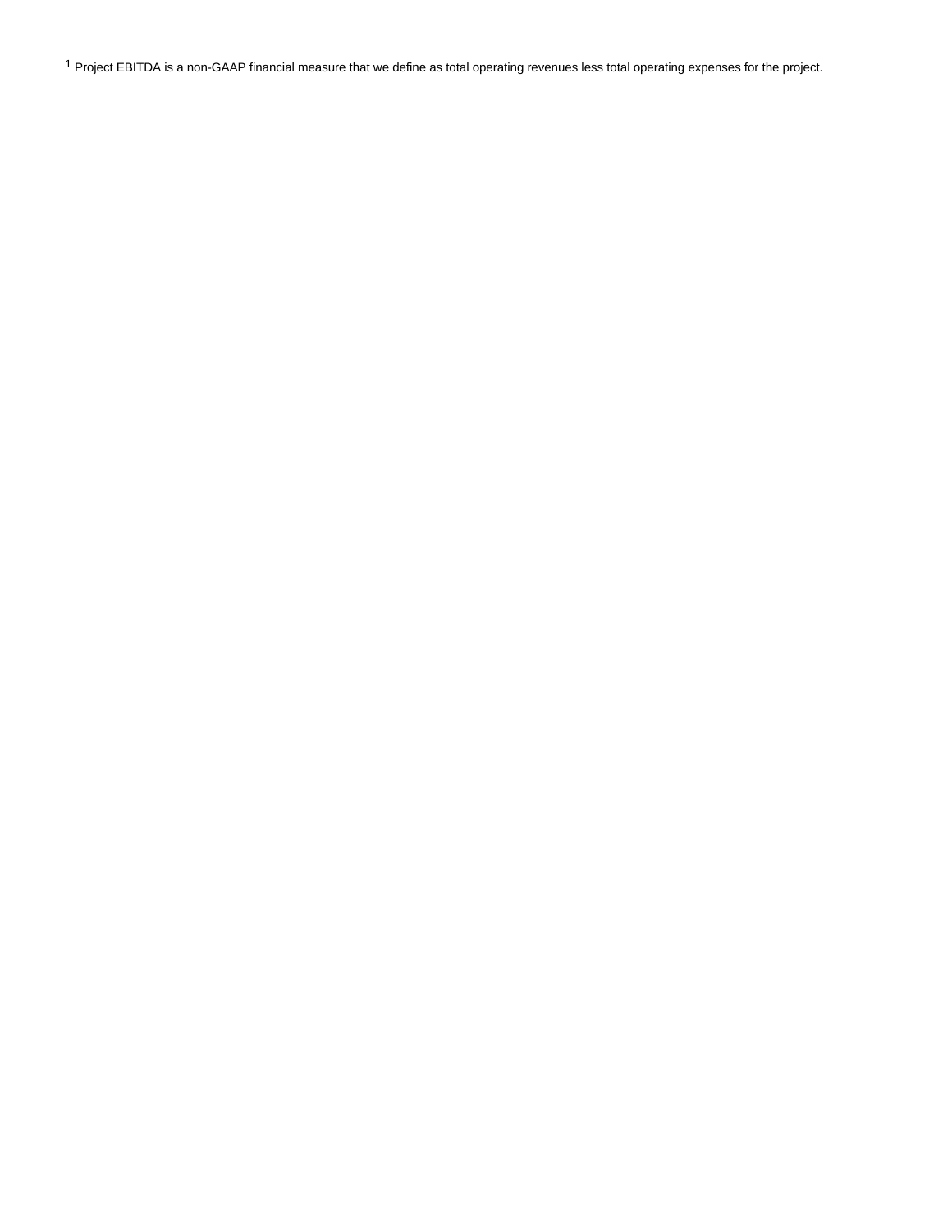[1] Project EBITDA is a non-GAAP financial measure that we define as total operating revenues less total operating expenses for the project.